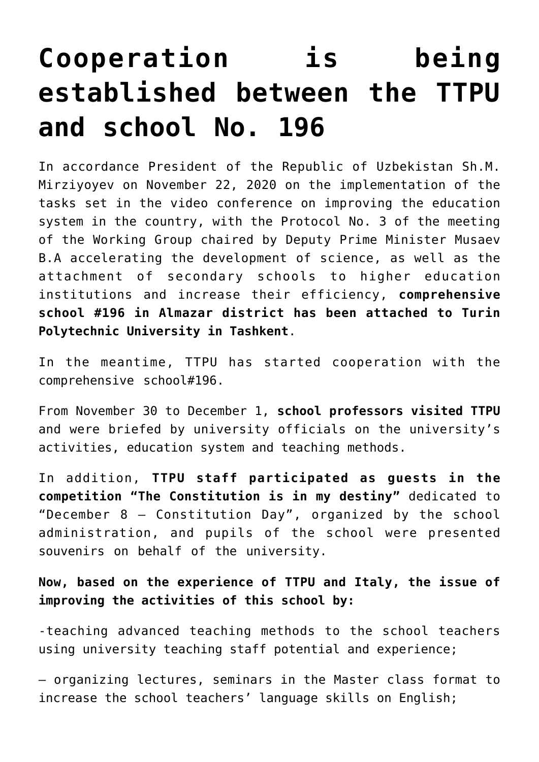# Cooperation is being established between the TTPU and school No. 196

In accordance President of the Republic of Uzbekistan Sh.M. Mirziyoyev on November 22, 2020 on the implementation of the tasks set in the video conference on improving the education system in the country, with the Protocol No. 3 of the meeting of the Working Group chaired by Deputy Prime Minister Musaev B.A accelerating the development of science, as well as the attachment of secondary schools to higher education institutions and increase their efficiency, **comprehensive school #196 in Almazar district has been attached to Turin Polytechnic University in Tashkent**.

In the meantime, TTPU has started cooperation with the comprehensive school#196.

From November 30 to December 1, **school professors visited TTPU** and were briefed by university officials on the university's activities, education system and teaching methods.

In addition, **TTPU staff participated as guests in the competition "The Constitution is in my destiny"** dedicated to "December 8 – Constitution Day", organized by the school administration, and pupils of the school were presented souvenirs on behalf of the university.

**Now, based on the experience of TTPU and Italy, the issue of improving the activities of this school by:**

-teaching advanced teaching methods to the school teachers using university teaching staff potential and experience;

– organizing lectures, seminars in the Master class format to increase the school teachers' language skills on English;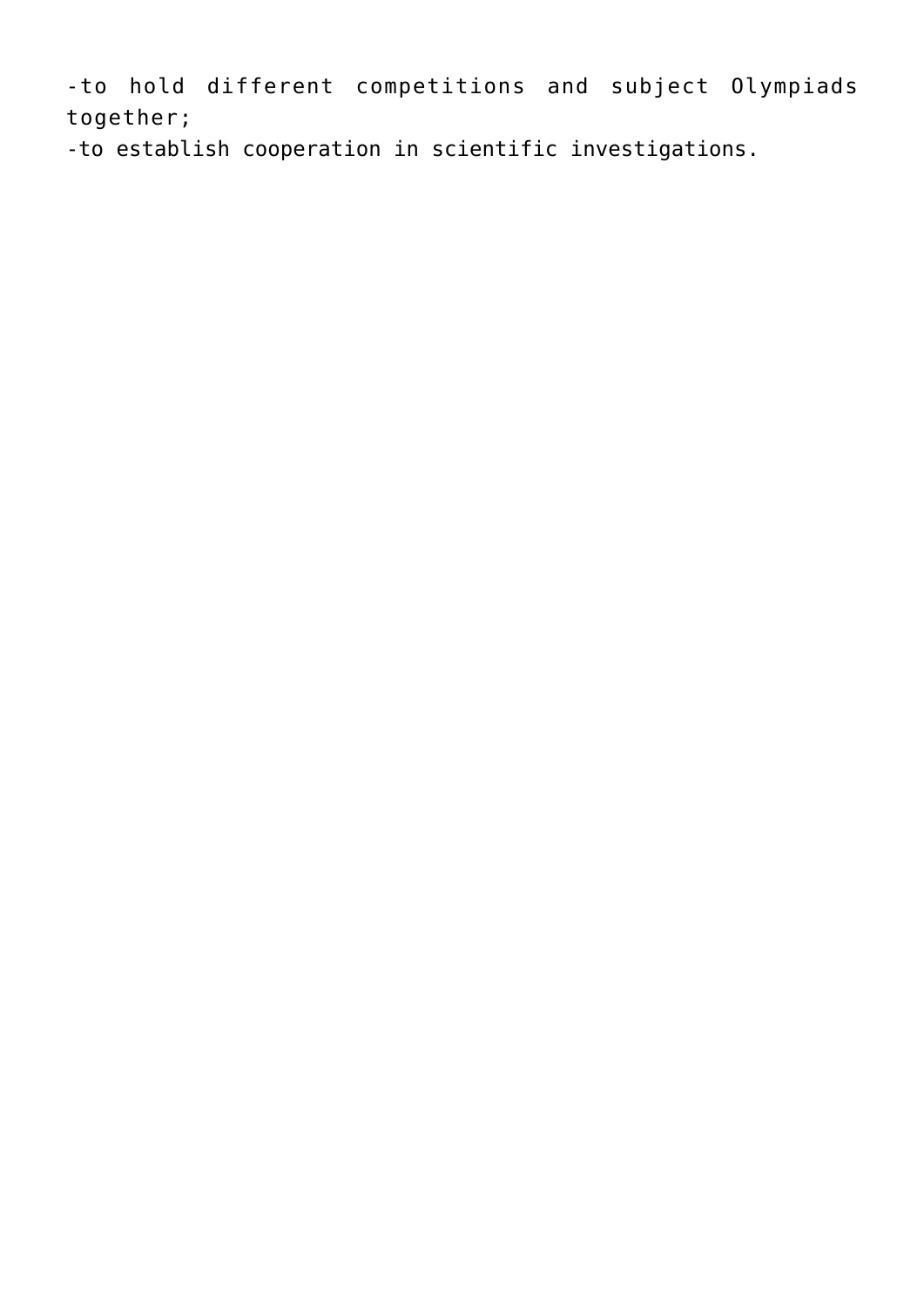-to hold different competitions and subject Olympiads together;

-to establish cooperation in scientific investigations.